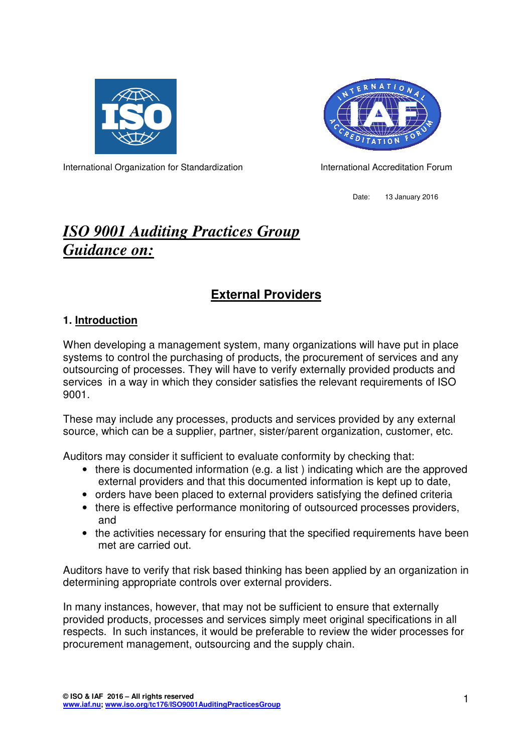International Organization for Standardization

International Accreditation Forum

Date: 13 January 2016

# *ISO 9001 Auditing Practices Group Guidance on:*

## External Providers

### 1. Introduction

When developing a management system, many organizations will have put in place systems to control the purchasing of products, the procurement of services and any outsourcing of processes. They will have to verify externally provided products and services in a way in which they consider satisfies the relevant requirements of ISO 9001.

These may include any processes, products and services provided by any external source, which can be a supplier, partner, sister/parent organization, customer, etc.

Auditors may consider it sufficient to evaluate conformity by checking that:

- there is documented information (e.g. a list ) indicating which are the approved external providers and that this documented information is kept up to date,
- orders have been placed to external providers satisfying the defined criteria
- there is effective performance monitoring of outsourced processes providers, and
- the activities necessary for ensuring that the specified requirements have been met are carried out.

Auditors have to verify that risk based thinking has been applied by an organization in determining appropriate controls over external providers.

In many instances, however, that may not be sufficient to ensure that externally provided products, processes and services simply meet original specifications in all respects. In such instances, it would be preferable to review the wider processes for procurement management, outsourcing and the supply chain.

**© ISO & IAF 2016 – All rights reserved**
**www.iaf.nu; www.iso.org/tc176/ISO9001AuditingPracticesGroup**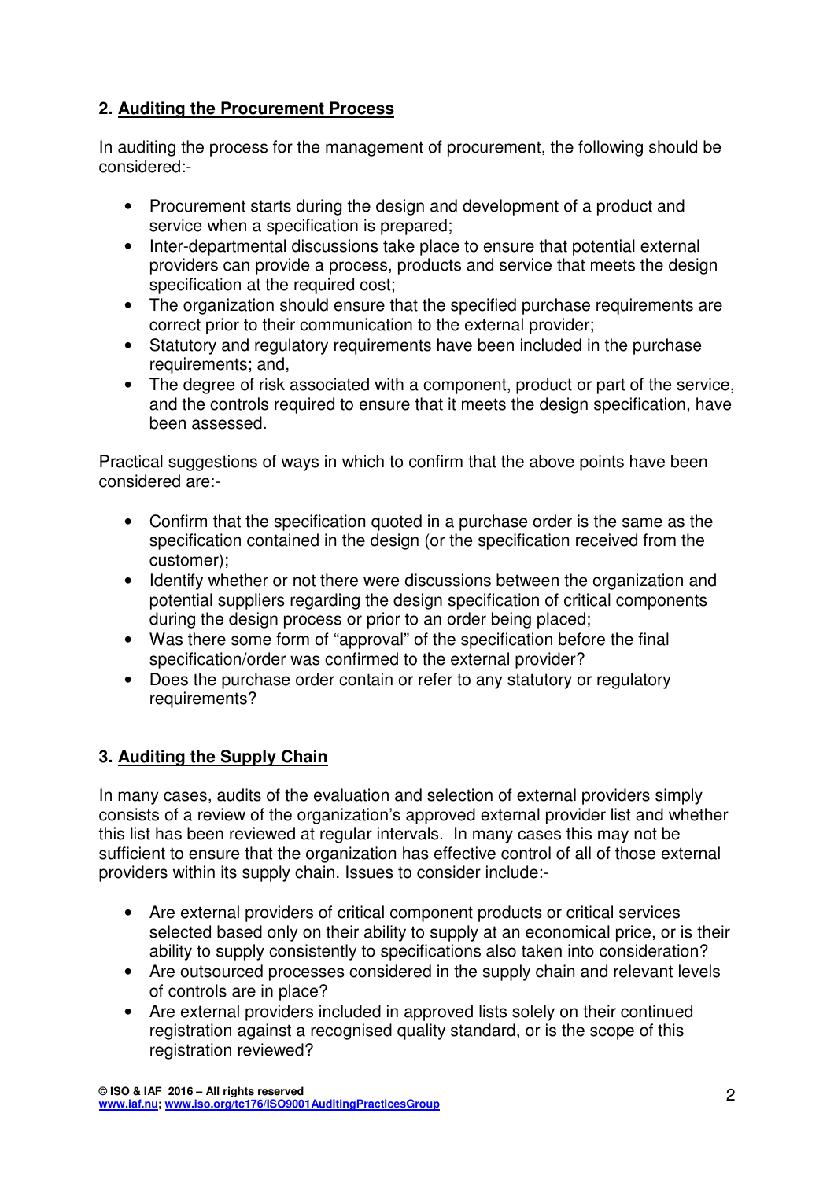## 2. Auditing the Procurement Process

In auditing the process for the management of procurement, the following should be considered:-

- Procurement starts during the design and development of a product and service when a specification is prepared;
- Inter-departmental discussions take place to ensure that potential external providers can provide a process, products and service that meets the design specification at the required cost;
- The organization should ensure that the specified purchase requirements are correct prior to their communication to the external provider;
- Statutory and regulatory requirements have been included in the purchase requirements; and,
- The degree of risk associated with a component, product or part of the service, and the controls required to ensure that it meets the design specification, have been assessed.

Practical suggestions of ways in which to confirm that the above points have been considered are:-

- Confirm that the specification quoted in a purchase order is the same as the specification contained in the design (or the specification received from the customer);
- Identify whether or not there were discussions between the organization and potential suppliers regarding the design specification of critical components during the design process or prior to an order being placed;
- Was there some form of "approval" of the specification before the final specification/order was confirmed to the external provider?
- Does the purchase order contain or refer to any statutory or regulatory requirements?

## 3. Auditing the Supply Chain

In many cases, audits of the evaluation and selection of external providers simply consists of a review of the organization's approved external provider list and whether this list has been reviewed at regular intervals. In many cases this may not be sufficient to ensure that the organization has effective control of all of those external providers within its supply chain. Issues to consider include:-

- Are external providers of critical component products or critical services selected based only on their ability to supply at an economical price, or is their ability to supply consistently to specifications also taken into consideration?
- Are outsourced processes considered in the supply chain and relevant levels of controls are in place?
- Are external providers included in approved lists solely on their continued registration against a recognised quality standard, or is the scope of this registration reviewed?

**© ISO & IAF 2016 – All rights reserved**
www.iaf.nu; www.iso.org/tc176/ISO9001AuditingPracticesGroup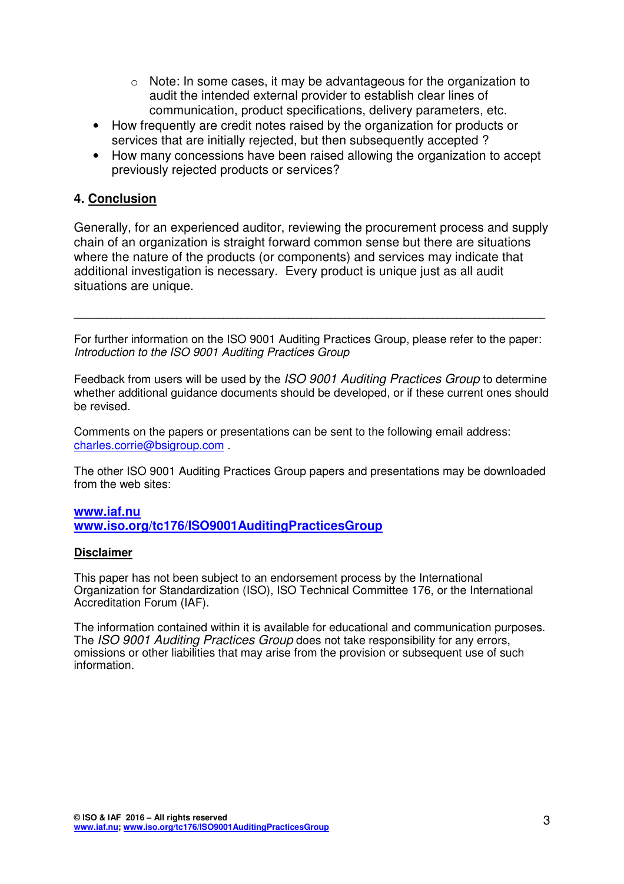- Note: In some cases, it may be advantageous for the organization to audit the intended external provider to establish clear lines of communication, product specifications, delivery parameters, etc.
- How frequently are credit notes raised by the organization for products or services that are initially rejected, but then subsequently accepted ?
- How many concessions have been raised allowing the organization to accept previously rejected products or services?

## 4. Conclusion

Generally, for an experienced auditor, reviewing the procurement process and supply chain of an organization is straight forward common sense but there are situations where the nature of the products (or components) and services may indicate that additional investigation is necessary. Every product is unique just as all audit situations are unique.

---

For further information on the ISO 9001 Auditing Practices Group, please refer to the paper: *Introduction to the ISO 9001 Auditing Practices Group*

Feedback from users will be used by the *ISO 9001 Auditing Practices Group* to determine whether additional guidance documents should be developed, or if these current ones should be revised.

Comments on the papers or presentations can be sent to the following email address: charles.corrie@bsigroup.com .

The other ISO 9001 Auditing Practices Group papers and presentations may be downloaded from the web sites:

**www.iaf.nu**
**www.iso.org/tc176/ISO9001AuditingPracticesGroup**

**Disclaimer**

This paper has not been subject to an endorsement process by the International Organization for Standardization (ISO), ISO Technical Committee 176, or the International Accreditation Forum (IAF).

The information contained within it is available for educational and communication purposes. The *ISO 9001 Auditing Practices Group* does not take responsibility for any errors, omissions or other liabilities that may arise from the provision or subsequent use of such information.